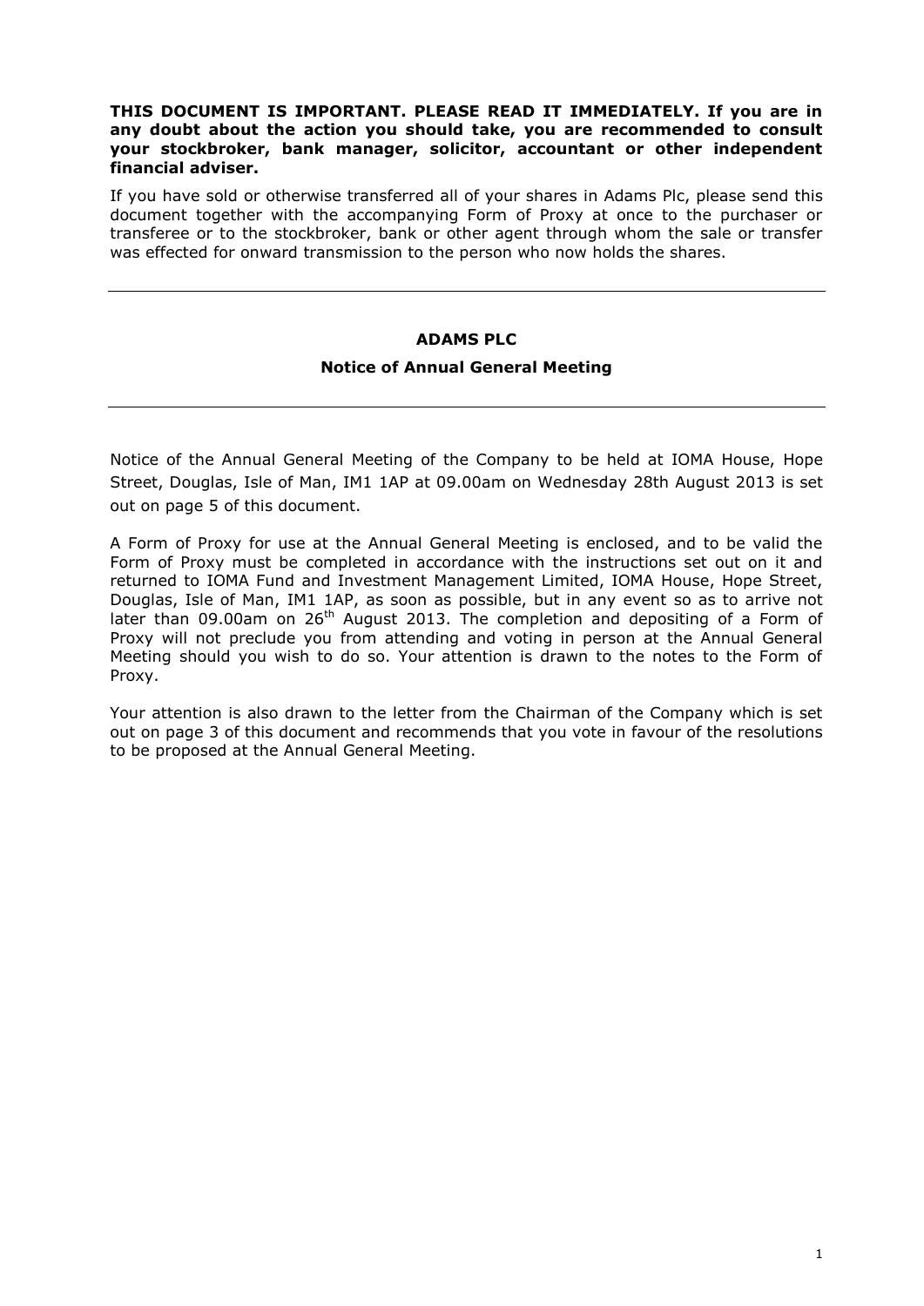**THIS DOCUMENT IS IMPORTANT. PLEASE READ IT IMMEDIATELY. If you are in any doubt about the action you should take, you are recommended to consult your stockbroker, bank manager, solicitor, accountant or other independent financial adviser.**

If you have sold or otherwise transferred all of your shares in Adams Plc, please send this document together with the accompanying Form of Proxy at once to the purchaser or transferee or to the stockbroker, bank or other agent through whom the sale or transfer was effected for onward transmission to the person who now holds the shares.

---

# ADAMS PLC

## Notice of Annual General Meeting

---

Notice of the Annual General Meeting of the Company to be held at IOMA House, Hope Street, Douglas, Isle of Man, IM1 1AP at 09.00am on Wednesday 28th August 2013 is set out on page 5 of this document.

A Form of Proxy for use at the Annual General Meeting is enclosed, and to be valid the Form of Proxy must be completed in accordance with the instructions set out on it and returned to IOMA Fund and Investment Management Limited, IOMA House, Hope Street, Douglas, Isle of Man, IM1 1AP, as soon as possible, but in any event so as to arrive not later than 09.00am on 26th August 2013. The completion and depositing of a Form of Proxy will not preclude you from attending and voting in person at the Annual General Meeting should you wish to do so. Your attention is drawn to the notes to the Form of Proxy.

Your attention is also drawn to the letter from the Chairman of the Company which is set out on page 3 of this document and recommends that you vote in favour of the resolutions to be proposed at the Annual General Meeting.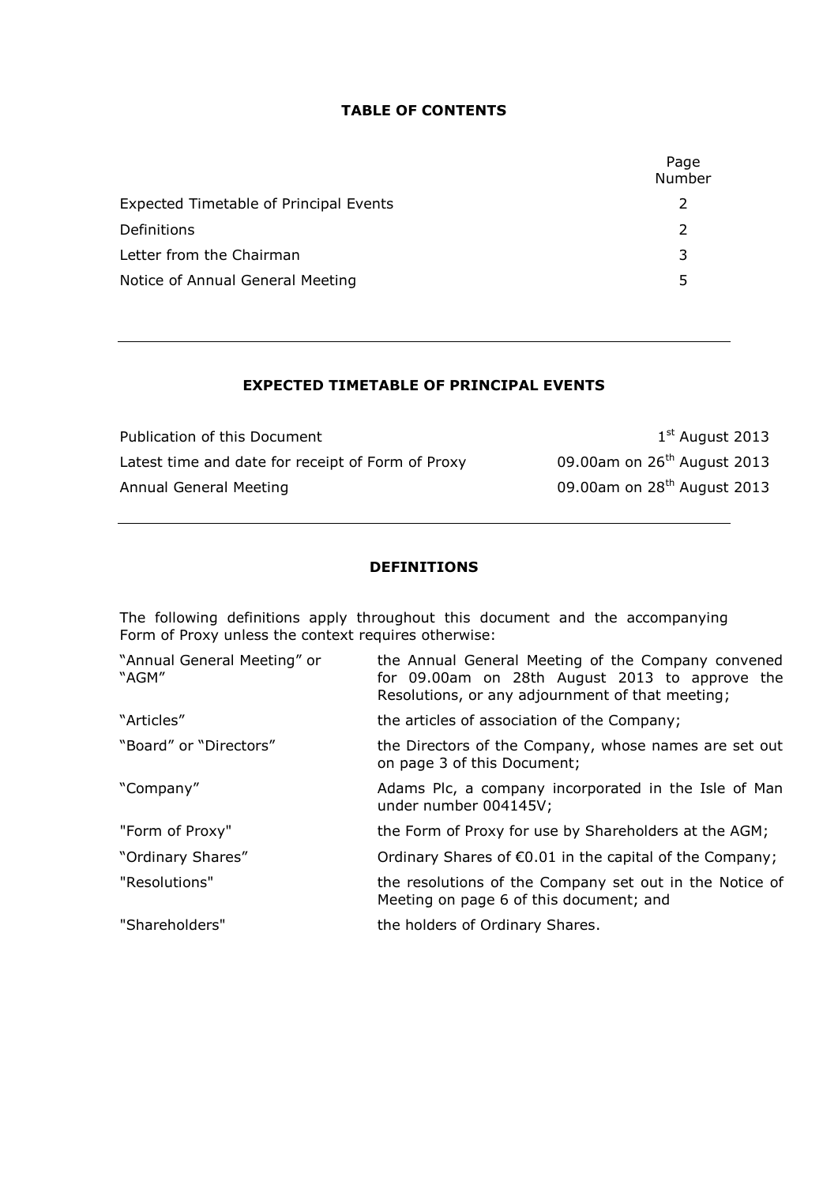## TABLE OF CONTENTS

| | Page Number |
|---|---|
| Expected Timetable of Principal Events | 2 |
| Definitions | 2 |
| Letter from the Chairman | 3 |
| Notice of Annual General Meeting | 5 |

---

## EXPECTED TIMETABLE OF PRINCIPAL EVENTS

| | |
|---|---|
| Publication of this Document | 1st August 2013 |
| Latest time and date for receipt of Form of Proxy | 09.00am on 26th August 2013 |
| Annual General Meeting | 09.00am on 28th August 2013 |

---

## DEFINITIONS

The following definitions apply throughout this document and the accompanying Form of Proxy unless the context requires otherwise:

| | |
|---|---|
| "Annual General Meeting" or "AGM" | the Annual General Meeting of the Company convened for 09.00am on 28th August 2013 to approve the Resolutions, or any adjournment of that meeting; |
| "Articles" | the articles of association of the Company; |
| "Board" or "Directors" | the Directors of the Company, whose names are set out on page 3 of this Document; |
| "Company" | Adams Plc, a company incorporated in the Isle of Man under number 004145V; |
| "Form of Proxy" | the Form of Proxy for use by Shareholders at the AGM; |
| "Ordinary Shares" | Ordinary Shares of €0.01 in the capital of the Company; |
| "Resolutions" | the resolutions of the Company set out in the Notice of Meeting on page 6 of this document; and |
| "Shareholders" | the holders of Ordinary Shares. |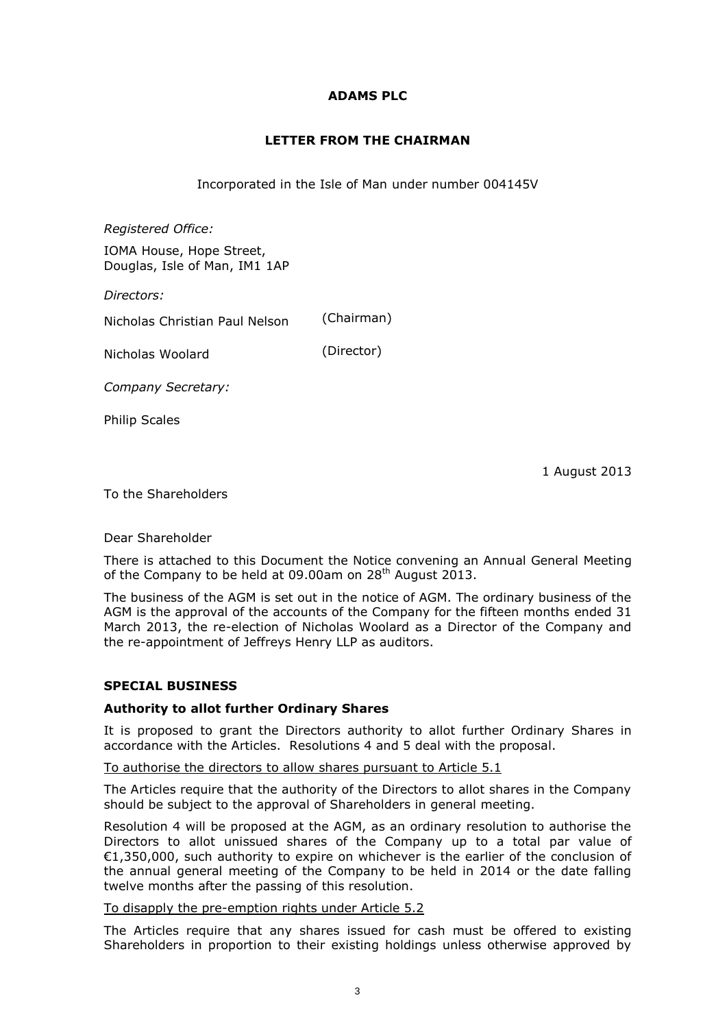**ADAMS PLC**

**LETTER FROM THE CHAIRMAN**

Incorporated in the Isle of Man under number 004145V

*Registered Office:*

IOMA House, Hope Street,
Douglas, Isle of Man, IM1 1AP

*Directors:*

| | |
|---|---|
| Nicholas Christian Paul Nelson | (Chairman) |
| Nicholas Woolard | (Director) |

*Company Secretary:*

Philip Scales

1 August 2013

To the Shareholders

Dear Shareholder

There is attached to this Document the Notice convening an Annual General Meeting of the Company to be held at 09.00am on 28th August 2013.

The business of the AGM is set out in the notice of AGM. The ordinary business of the AGM is the approval of the accounts of the Company for the fifteen months ended 31 March 2013, the re-election of Nicholas Woolard as a Director of the Company and the re-appointment of Jeffreys Henry LLP as auditors.

## SPECIAL BUSINESS

### Authority to allot further Ordinary Shares

It is proposed to grant the Directors authority to allot further Ordinary Shares in accordance with the Articles. Resolutions 4 and 5 deal with the proposal.

To authorise the directors to allow shares pursuant to Article 5.1

The Articles require that the authority of the Directors to allot shares in the Company should be subject to the approval of Shareholders in general meeting.

Resolution 4 will be proposed at the AGM, as an ordinary resolution to authorise the Directors to allot unissued shares of the Company up to a total par value of €1,350,000, such authority to expire on whichever is the earlier of the conclusion of the annual general meeting of the Company to be held in 2014 or the date falling twelve months after the passing of this resolution.

To disapply the pre-emption rights under Article 5.2

The Articles require that any shares issued for cash must be offered to existing Shareholders in proportion to their existing holdings unless otherwise approved by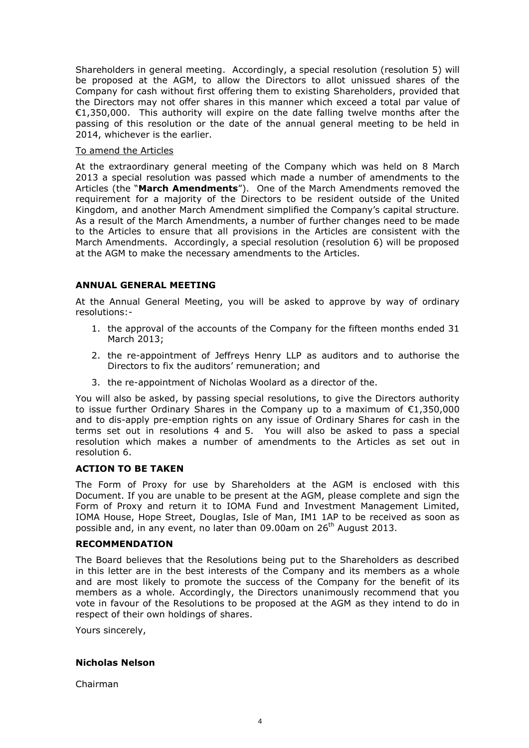Shareholders in general meeting. Accordingly, a special resolution (resolution 5) will be proposed at the AGM, to allow the Directors to allot unissued shares of the Company for cash without first offering them to existing Shareholders, provided that the Directors may not offer shares in this manner which exceed a total par value of €1,350,000. This authority will expire on the date falling twelve months after the passing of this resolution or the date of the annual general meeting to be held in 2014, whichever is the earlier.

To amend the Articles

At the extraordinary general meeting of the Company which was held on 8 March 2013 a special resolution was passed which made a number of amendments to the Articles (the "**March Amendments**"). One of the March Amendments removed the requirement for a majority of the Directors to be resident outside of the United Kingdom, and another March Amendment simplified the Company's capital structure. As a result of the March Amendments, a number of further changes need to be made to the Articles to ensure that all provisions in the Articles are consistent with the March Amendments. Accordingly, a special resolution (resolution 6) will be proposed at the AGM to make the necessary amendments to the Articles.

**ANNUAL GENERAL MEETING**

At the Annual General Meeting, you will be asked to approve by way of ordinary resolutions:-

1. the approval of the accounts of the Company for the fifteen months ended 31 March 2013;
2. the re-appointment of Jeffreys Henry LLP as auditors and to authorise the Directors to fix the auditors' remuneration; and
3. the re-appointment of Nicholas Woolard as a director of the.

You will also be asked, by passing special resolutions, to give the Directors authority to issue further Ordinary Shares in the Company up to a maximum of €1,350,000 and to dis-apply pre-emption rights on any issue of Ordinary Shares for cash in the terms set out in resolutions 4 and 5. You will also be asked to pass a special resolution which makes a number of amendments to the Articles as set out in resolution 6.

**ACTION TO BE TAKEN**

The Form of Proxy for use by Shareholders at the AGM is enclosed with this Document. If you are unable to be present at the AGM, please complete and sign the Form of Proxy and return it to IOMA Fund and Investment Management Limited, IOMA House, Hope Street, Douglas, Isle of Man, IM1 1AP to be received as soon as possible and, in any event, no later than 09.00am on 26th August 2013.

**RECOMMENDATION**

The Board believes that the Resolutions being put to the Shareholders as described in this letter are in the best interests of the Company and its members as a whole and are most likely to promote the success of the Company for the benefit of its members as a whole. Accordingly, the Directors unanimously recommend that you vote in favour of the Resolutions to be proposed at the AGM as they intend to do in respect of their own holdings of shares.

Yours sincerely,

**Nicholas Nelson**

Chairman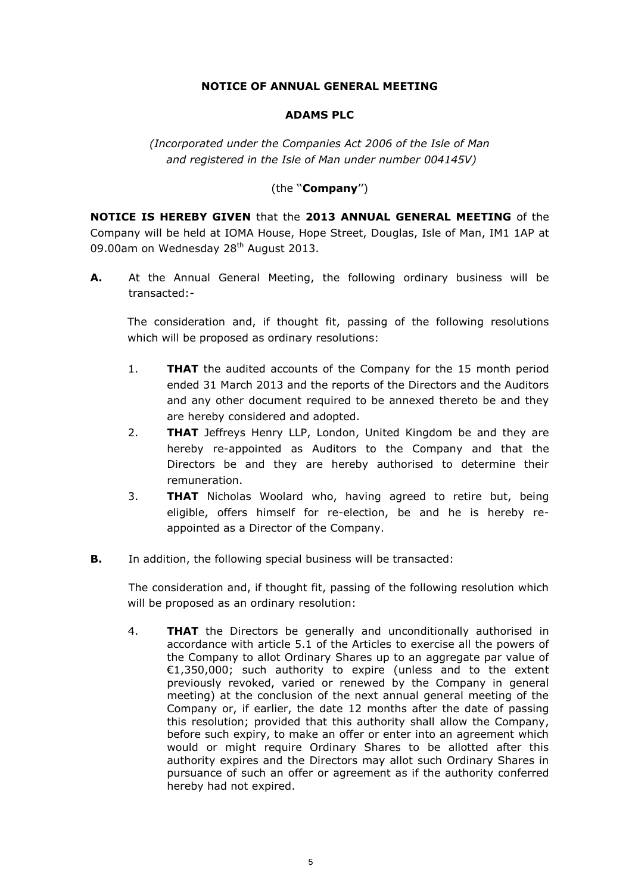# NOTICE OF ANNUAL GENERAL MEETING

## ADAMS PLC

*(Incorporated under the Companies Act 2006 of the Isle of Man and registered in the Isle of Man under number 004145V)*

(the "**Company**")

**NOTICE IS HEREBY GIVEN** that the **2013 ANNUAL GENERAL MEETING** of the Company will be held at IOMA House, Hope Street, Douglas, Isle of Man, IM1 1AP at 09.00am on Wednesday 28th August 2013.

**A.** At the Annual General Meeting, the following ordinary business will be transacted:-

The consideration and, if thought fit, passing of the following resolutions which will be proposed as ordinary resolutions:

1. **THAT** the audited accounts of the Company for the 15 month period ended 31 March 2013 and the reports of the Directors and the Auditors and any other document required to be annexed thereto be and they are hereby considered and adopted.
2. **THAT** Jeffreys Henry LLP, London, United Kingdom be and they are hereby re-appointed as Auditors to the Company and that the Directors be and they are hereby authorised to determine their remuneration.
3. **THAT** Nicholas Woolard who, having agreed to retire but, being eligible, offers himself for re-election, be and he is hereby re-appointed as a Director of the Company.

**B.** In addition, the following special business will be transacted:

The consideration and, if thought fit, passing of the following resolution which will be proposed as an ordinary resolution:

4. **THAT** the Directors be generally and unconditionally authorised in accordance with article 5.1 of the Articles to exercise all the powers of the Company to allot Ordinary Shares up to an aggregate par value of €1,350,000; such authority to expire (unless and to the extent previously revoked, varied or renewed by the Company in general meeting) at the conclusion of the next annual general meeting of the Company or, if earlier, the date 12 months after the date of passing this resolution; provided that this authority shall allow the Company, before such expiry, to make an offer or enter into an agreement which would or might require Ordinary Shares to be allotted after this authority expires and the Directors may allot such Ordinary Shares in pursuance of such an offer or agreement as if the authority conferred hereby had not expired.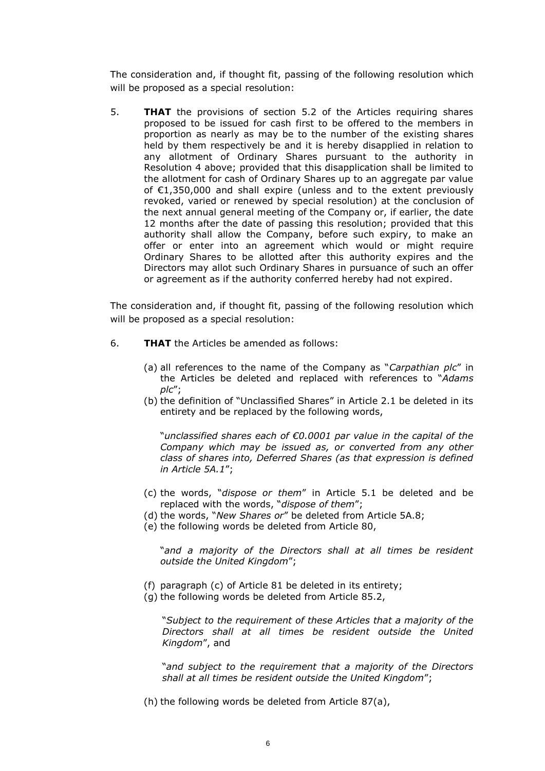The consideration and, if thought fit, passing of the following resolution which will be proposed as a special resolution:

5. **THAT** the provisions of section 5.2 of the Articles requiring shares proposed to be issued for cash first to be offered to the members in proportion as nearly as may be to the number of the existing shares held by them respectively be and it is hereby disapplied in relation to any allotment of Ordinary Shares pursuant to the authority in Resolution 4 above; provided that this disapplication shall be limited to the allotment for cash of Ordinary Shares up to an aggregate par value of €1,350,000 and shall expire (unless and to the extent previously revoked, varied or renewed by special resolution) at the conclusion of the next annual general meeting of the Company or, if earlier, the date 12 months after the date of passing this resolution; provided that this authority shall allow the Company, before such expiry, to make an offer or enter into an agreement which would or might require Ordinary Shares to be allotted after this authority expires and the Directors may allot such Ordinary Shares in pursuance of such an offer or agreement as if the authority conferred hereby had not expired.

The consideration and, if thought fit, passing of the following resolution which will be proposed as a special resolution:

6. **THAT** the Articles be amended as follows:

   (a) all references to the name of the Company as "*Carpathian plc*" in the Articles be deleted and replaced with references to "*Adams plc*";

   (b) the definition of "Unclassified Shares" in Article 2.1 be deleted in its entirety and be replaced by the following words,

   "*unclassified shares each of €0.0001 par value in the capital of the Company which may be issued as, or converted from any other class of shares into, Deferred Shares (as that expression is defined in Article 5A.1*";

   (c) the words, "*dispose or them*" in Article 5.1 be deleted and be replaced with the words, "*dispose of them*";

   (d) the words, "*New Shares or*" be deleted from Article 5A.8;

   (e) the following words be deleted from Article 80,

   "*and a majority of the Directors shall at all times be resident outside the United Kingdom*";

   (f) paragraph (c) of Article 81 be deleted in its entirety;

   (g) the following words be deleted from Article 85.2,

   "*Subject to the requirement of these Articles that a majority of the Directors shall at all times be resident outside the United Kingdom*", and

   "*and subject to the requirement that a majority of the Directors shall at all times be resident outside the United Kingdom*";

   (h) the following words be deleted from Article 87(a),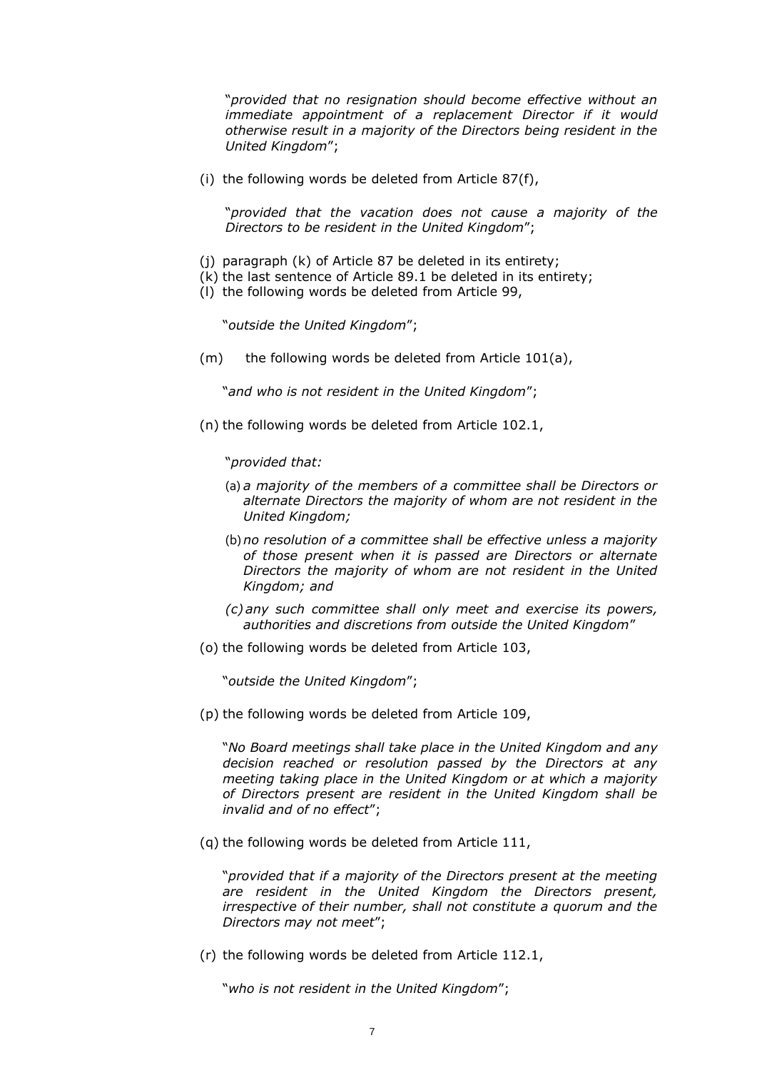"*provided that no resignation should become effective without an immediate appointment of a replacement Director if it would otherwise result in a majority of the Directors being resident in the United Kingdom*";

(i) the following words be deleted from Article 87(f),

"*provided that the vacation does not cause a majority of the Directors to be resident in the United Kingdom*";

(j) paragraph (k) of Article 87 be deleted in its entirety;

(k) the last sentence of Article 89.1 be deleted in its entirety;

(l) the following words be deleted from Article 99,

"*outside the United Kingdom*";

(m) the following words be deleted from Article 101(a),

"*and who is not resident in the United Kingdom*";

(n) the following words be deleted from Article 102.1,

"*provided that:*

(a) *a majority of the members of a committee shall be Directors or alternate Directors the majority of whom are not resident in the United Kingdom;*

(b) *no resolution of a committee shall be effective unless a majority of those present when it is passed are Directors or alternate Directors the majority of whom are not resident in the United Kingdom; and*

*(c) any such committee shall only meet and exercise its powers, authorities and discretions from outside the United Kingdom*"

(o) the following words be deleted from Article 103,

"*outside the United Kingdom*";

(p) the following words be deleted from Article 109,

"*No Board meetings shall take place in the United Kingdom and any decision reached or resolution passed by the Directors at any meeting taking place in the United Kingdom or at which a majority of Directors present are resident in the United Kingdom shall be invalid and of no effect*";

(q) the following words be deleted from Article 111,

"*provided that if a majority of the Directors present at the meeting are resident in the United Kingdom the Directors present, irrespective of their number, shall not constitute a quorum and the Directors may not meet*";

(r) the following words be deleted from Article 112.1,

"*who is not resident in the United Kingdom*";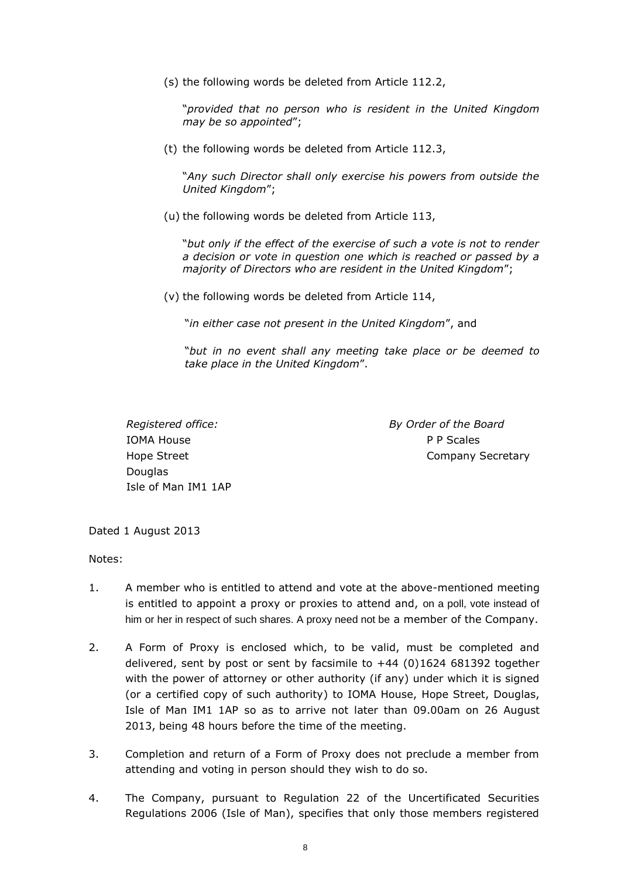(s) the following words be deleted from Article 112.2,

"*provided that no person who is resident in the United Kingdom may be so appointed*";

(t) the following words be deleted from Article 112.3,

"*Any such Director shall only exercise his powers from outside the United Kingdom*";

(u) the following words be deleted from Article 113,

"*but only if the effect of the exercise of such a vote is not to render a decision or vote in question one which is reached or passed by a majority of Directors who are resident in the United Kingdom*";

(v) the following words be deleted from Article 114,

"*in either case not present in the United Kingdom*", and

"*but in no event shall any meeting take place or be deemed to take place in the United Kingdom*".

*Registered office:*
IOMA House
Hope Street
Douglas
Isle of Man IM1 1AP

*By Order of the Board*
P P Scales
Company Secretary

Dated 1 August 2013

Notes:

1. A member who is entitled to attend and vote at the above-mentioned meeting is entitled to appoint a proxy or proxies to attend and, on a poll, vote instead of him or her in respect of such shares. A proxy need not be a member of the Company.

2. A Form of Proxy is enclosed which, to be valid, must be completed and delivered, sent by post or sent by facsimile to +44 (0)1624 681392 together with the power of attorney or other authority (if any) under which it is signed (or a certified copy of such authority) to IOMA House, Hope Street, Douglas, Isle of Man IM1 1AP so as to arrive not later than 09.00am on 26 August 2013, being 48 hours before the time of the meeting.

3. Completion and return of a Form of Proxy does not preclude a member from attending and voting in person should they wish to do so.

4. The Company, pursuant to Regulation 22 of the Uncertificated Securities Regulations 2006 (Isle of Man), specifies that only those members registered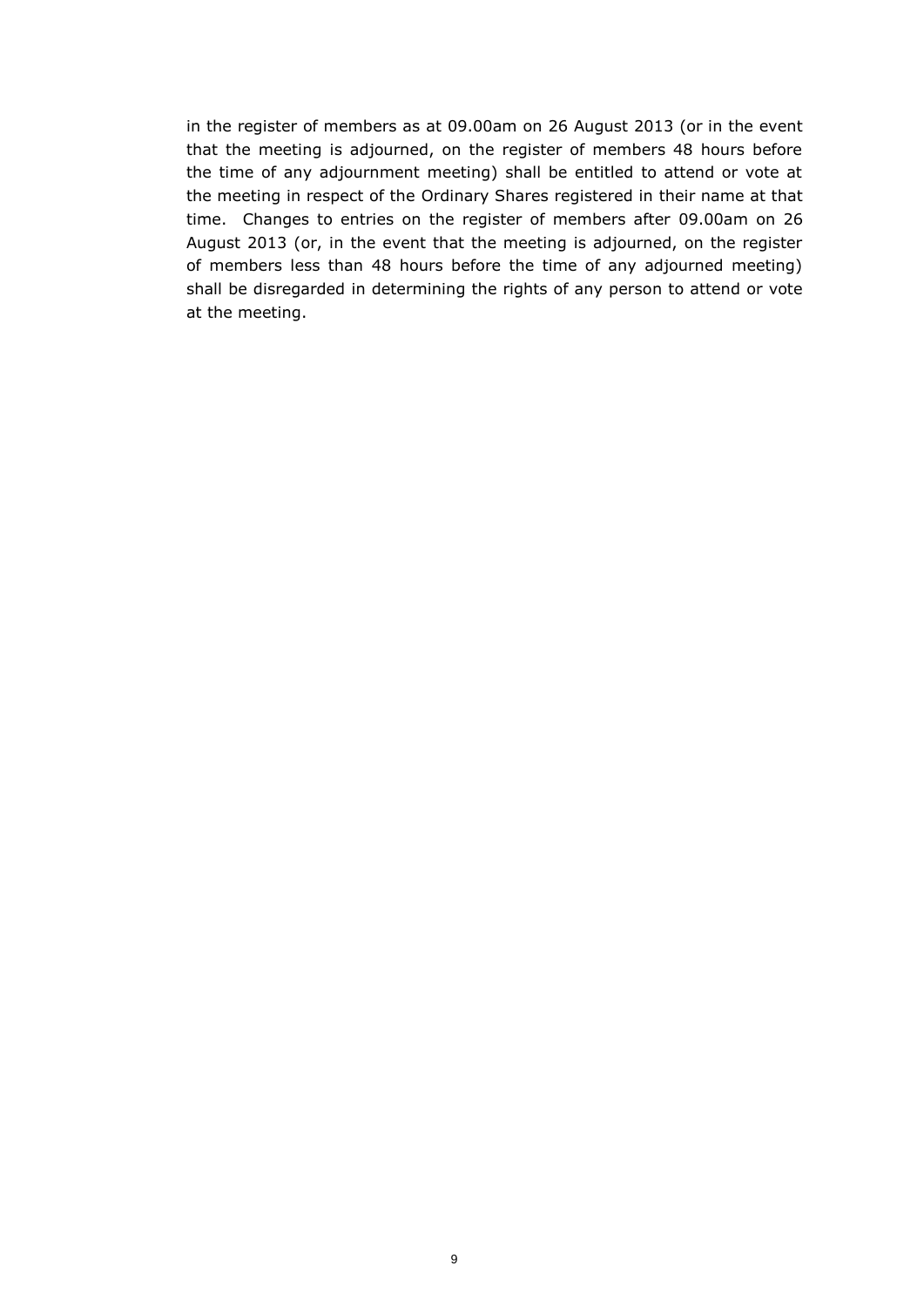in the register of members as at 09.00am on 26 August 2013 (or in the event that the meeting is adjourned, on the register of members 48 hours before the time of any adjournment meeting) shall be entitled to attend or vote at the meeting in respect of the Ordinary Shares registered in their name at that time. Changes to entries on the register of members after 09.00am on 26 August 2013 (or, in the event that the meeting is adjourned, on the register of members less than 48 hours before the time of any adjourned meeting) shall be disregarded in determining the rights of any person to attend or vote at the meeting.